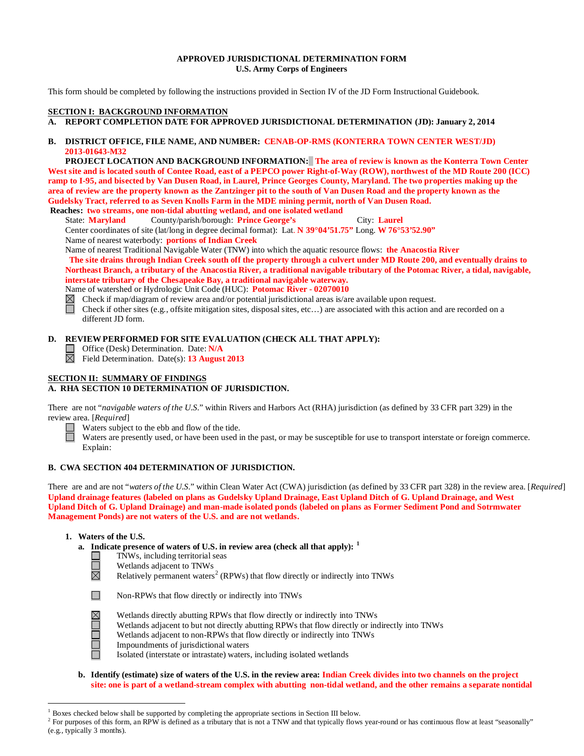# APPROVED JURISDICTIONAL DETERMINATION FORM
## U.S. Army Corps of Engineers

This form should be completed by following the instructions provided in Section IV of the JD Form Instructional Guidebook.

## SECTION I: BACKGROUND INFORMATION

**A. REPORT COMPLETION DATE FOR APPROVED JURISDICTIONAL DETERMINATION (JD): January 2, 2014**

**B. DISTRICT OFFICE, FILE NAME, AND NUMBER: CENAB-OP-RMS (KONTERRA TOWN CENTER WEST/JD) 2013-01643-M32**

**PROJECT LOCATION AND BACKGROUND INFORMATION: The area of review is known as the Konterra Town Center West site and is located south of Contee Road, east of a PEPCO power Right-of-Way (ROW), northwest of the MD Route 200 (ICC) ramp to I-95, and bisected by Van Dusen Road, in Laurel, Prince Georges County, Maryland. The two properties making up the area of review are the property known as the Zantzinger pit to the south of Van Dusen Road and the property known as the Gudelsky Tract, referred to as Seven Knolls Farm in the MDE mining permit, north of Van Dusen Road.**

**Reaches: two streams, one non-tidal abutting wetland, and one isolated wetland**

State: **Maryland** County/parish/borough: **Prince George's** City: **Laurel**

Center coordinates of site (lat/long in degree decimal format): Lat. **N 39°04'51.75"** Long. **W 76°53'52.90"**

Name of nearest waterbody: **portions of Indian Creek**

Name of nearest Traditional Navigable Water (TNW) into which the aquatic resource flows: **the Anacostia River**

**The site drains through Indian Creek south off the property through a culvert under MD Route 200, and eventually drains to Northeast Branch, a tributary of the Anacostia River, a traditional navigable tributary of the Potomac River, a tidal, navigable, interstate tributary of the Chesapeake Bay, a traditional navigable waterway.**

Name of watershed or Hydrologic Unit Code (HUC): **Potomac River - 02070010**

- ☒ Check if map/diagram of review area and/or potential jurisdictional areas is/are available upon request.
- ☐ Check if other sites (e.g., offsite mitigation sites, disposal sites, etc…) are associated with this action and are recorded on a different JD form.

**D. REVIEW PERFORMED FOR SITE EVALUATION (CHECK ALL THAT APPLY):**

- ☐ Office (Desk) Determination. Date: **N/A**
- ☒ Field Determination. Date(s): **13 August 2013**

## SECTION II: SUMMARY OF FINDINGS

**A. RHA SECTION 10 DETERMINATION OF JURISDICTION.**

There are not "*navigable waters of the U.S.*" within Rivers and Harbors Act (RHA) jurisdiction (as defined by 33 CFR part 329) in the review area. [*Required*]

- ☐ Waters subject to the ebb and flow of the tide.
- ☐ Waters are presently used, or have been used in the past, or may be susceptible for use to transport interstate or foreign commerce. Explain:

**B. CWA SECTION 404 DETERMINATION OF JURISDICTION.**

There are and are not "*waters of the U.S.*" within Clean Water Act (CWA) jurisdiction (as defined by 33 CFR part 328) in the review area. [*Required*] **Upland drainage features (labeled on plans as Gudelsky Upland Drainage, East Upland Ditch of G. Upland Drainage, and West Upland Ditch of G. Upland Drainage) and man-made isolated ponds (labeled on plans as Former Sediment Pond and Sotrmwater Management Ponds) are not waters of the U.S. and are not wetlands.**

**1. Waters of the U.S.**

**a. Indicate presence of waters of U.S. in review area (check all that apply):** [1]

- ☐ TNWs, including territorial seas
- ☐ Wetlands adjacent to TNWs
- ☒ Relatively permanent waters[2] (RPWs) that flow directly or indirectly into TNWs
- ☐ Non-RPWs that flow directly or indirectly into TNWs
- ☒ Wetlands directly abutting RPWs that flow directly or indirectly into TNWs
- ☐ Wetlands adjacent to but not directly abutting RPWs that flow directly or indirectly into TNWs
- ☐ Wetlands adjacent to non-RPWs that flow directly or indirectly into TNWs
- ☐ Impoundments of jurisdictional waters
- ☐ Isolated (interstate or intrastate) waters, including isolated wetlands

**b. Identify (estimate) size of waters of the U.S. in the review area: Indian Creek divides into two channels on the project site: one is part of a wetland-stream complex with abutting non-tidal wetland, and the other remains a separate nontidal**

---

[1] Boxes checked below shall be supported by completing the appropriate sections in Section III below.

[2] For purposes of this form, an RPW is defined as a tributary that is not a TNW and that typically flows year-round or has continuous flow at least "seasonally" (e.g., typically 3 months).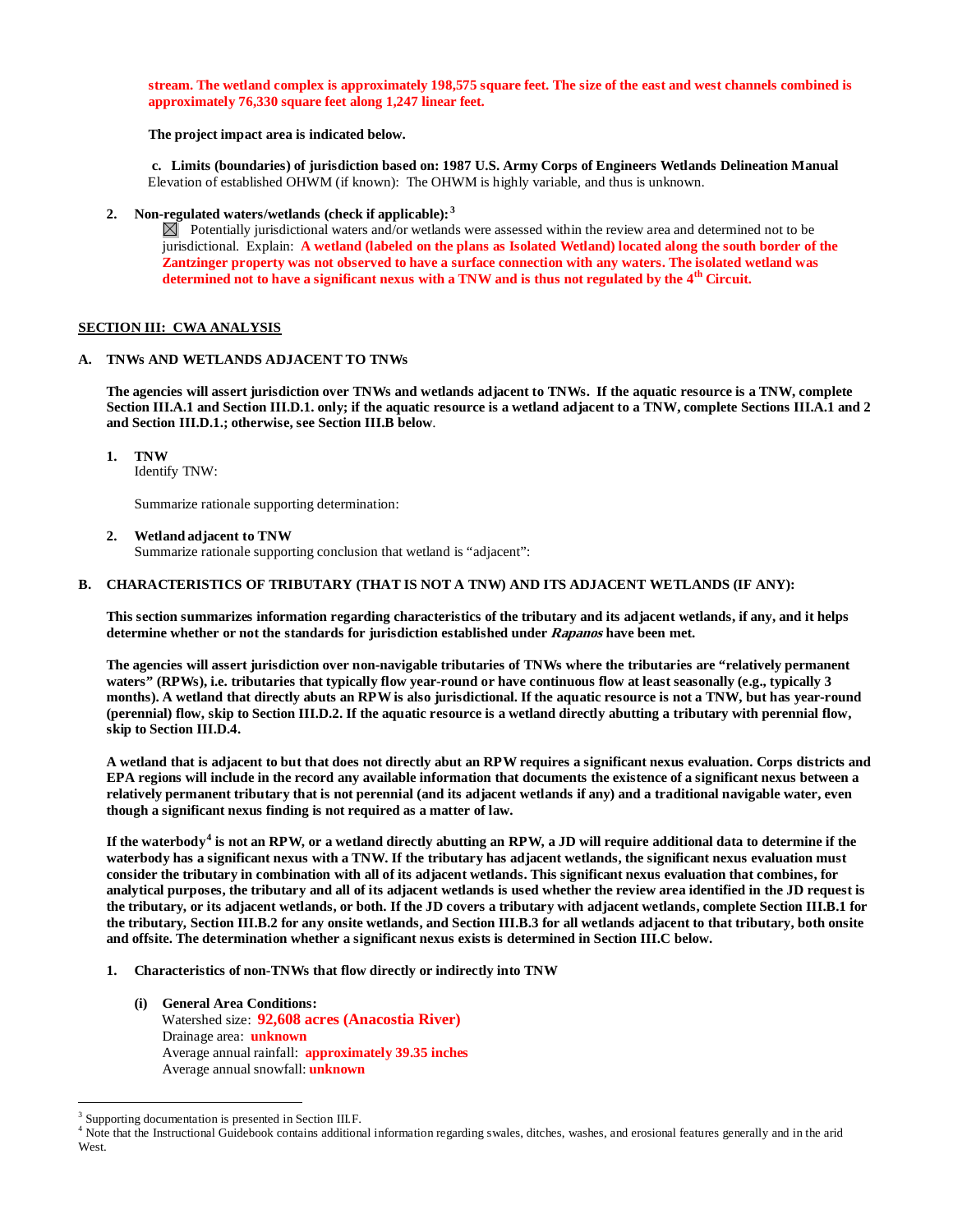**stream. The wetland complex is approximately 198,575 square feet. The size of the east and west channels combined is approximately 76,330 square feet along 1,247 linear feet.**

**The project impact area is indicated below.**

**c. Limits (boundaries) of jurisdiction based on: 1987 U.S. Army Corps of Engineers Wetlands Delineation Manual**
Elevation of established OHWM (if known): The OHWM is highly variable, and thus is unknown.

**2. Non-regulated waters/wetlands (check if applicable):**[3]

☒ Potentially jurisdictional waters and/or wetlands were assessed within the review area and determined not to be jurisdictional. Explain: **A wetland (labeled on the plans as Isolated Wetland) located along the south border of the Zantzinger property was not observed to have a surface connection with any waters. The isolated wetland was determined not to have a significant nexus with a TNW and is thus not regulated by the 4th Circuit.**

## SECTION III: CWA ANALYSIS

### A. TNWs AND WETLANDS ADJACENT TO TNWs

**The agencies will assert jurisdiction over TNWs and wetlands adjacent to TNWs. If the aquatic resource is a TNW, complete Section III.A.1 and Section III.D.1. only; if the aquatic resource is a wetland adjacent to a TNW, complete Sections III.A.1 and 2 and Section III.D.1.; otherwise, see Section III.B below.**

**1. TNW**
Identify TNW:

Summarize rationale supporting determination:

**2. Wetland adjacent to TNW**
Summarize rationale supporting conclusion that wetland is "adjacent":

### B. CHARACTERISTICS OF TRIBUTARY (THAT IS NOT A TNW) AND ITS ADJACENT WETLANDS (IF ANY):

**This section summarizes information regarding characteristics of the tributary and its adjacent wetlands, if any, and it helps determine whether or not the standards for jurisdiction established under *Rapanos* have been met.**

**The agencies will assert jurisdiction over non-navigable tributaries of TNWs where the tributaries are "relatively permanent waters" (RPWs), i.e. tributaries that typically flow year-round or have continuous flow at least seasonally (e.g., typically 3 months). A wetland that directly abuts an RPW is also jurisdictional. If the aquatic resource is not a TNW, but has year-round (perennial) flow, skip to Section III.D.2. If the aquatic resource is a wetland directly abutting a tributary with perennial flow, skip to Section III.D.4.**

**A wetland that is adjacent to but that does not directly abut an RPW requires a significant nexus evaluation. Corps districts and EPA regions will include in the record any available information that documents the existence of a significant nexus between a relatively permanent tributary that is not perennial (and its adjacent wetlands if any) and a traditional navigable water, even though a significant nexus finding is not required as a matter of law.**

**If the waterbody**[4] **is not an RPW, or a wetland directly abutting an RPW, a JD will require additional data to determine if the waterbody has a significant nexus with a TNW. If the tributary has adjacent wetlands, the significant nexus evaluation must consider the tributary in combination with all of its adjacent wetlands. This significant nexus evaluation that combines, for analytical purposes, the tributary and all of its adjacent wetlands is used whether the review area identified in the JD request is the tributary, or its adjacent wetlands, or both. If the JD covers a tributary with adjacent wetlands, complete Section III.B.1 for the tributary, Section III.B.2 for any onsite wetlands, and Section III.B.3 for all wetlands adjacent to that tributary, both onsite and offsite. The determination whether a significant nexus exists is determined in Section III.C below.**

**1. Characteristics of non-TNWs that flow directly or indirectly into TNW**

**(i) General Area Conditions:**
Watershed size: **92,608 acres (Anacostia River)**
Drainage area: **unknown**
Average annual rainfall: **approximately 39.35 inches**
Average annual snowfall: **unknown**

---

[3] Supporting documentation is presented in Section III.F.

[4] Note that the Instructional Guidebook contains additional information regarding swales, ditches, washes, and erosional features generally and in the arid West.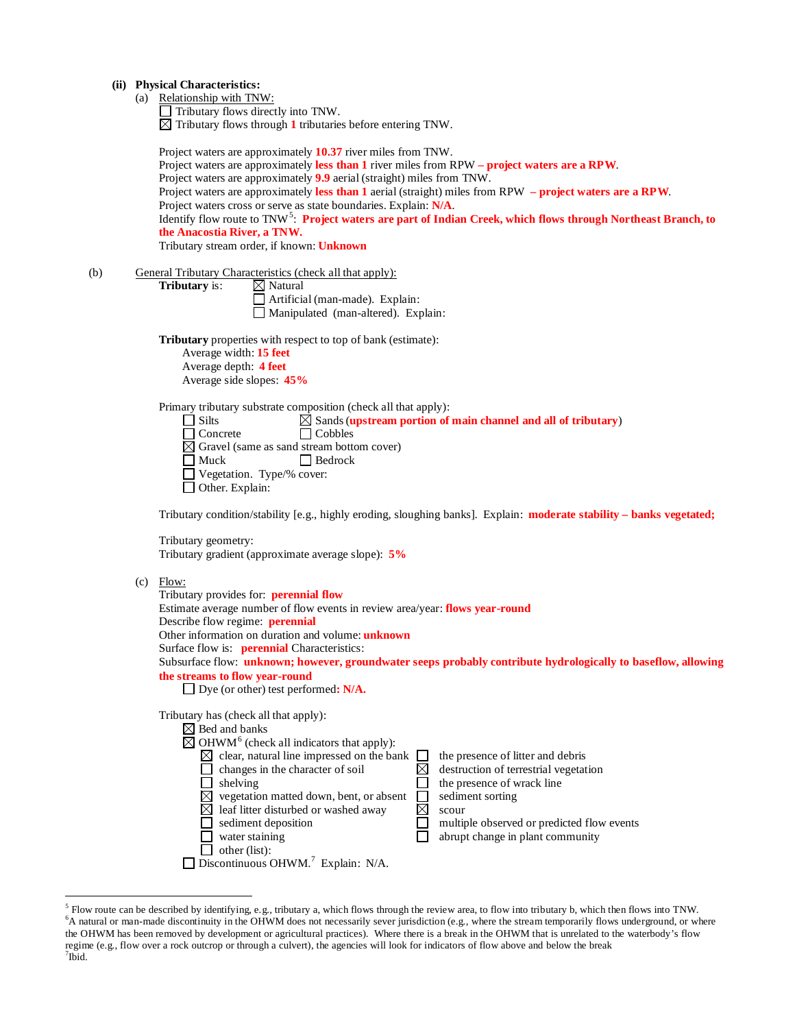**(ii) Physical Characteristics:**

(a) Relationship with TNW:

☐ Tributary flows directly into TNW.
☒ Tributary flows through **1** tributaries before entering TNW.

Project waters are approximately **10.37** river miles from TNW.
Project waters are approximately **less than 1** river miles from RPW **– project waters are a RPW**.
Project waters are approximately **9.9** aerial (straight) miles from TNW.
Project waters are approximately **less than 1** aerial (straight) miles from RPW **– project waters are a RPW**.
Project waters cross or serve as state boundaries. Explain: **N/A**.
Identify flow route to TNW[5]: **Project waters are part of Indian Creek, which flows through Northeast Branch, to the Anacostia River, a TNW.**
Tributary stream order, if known: **Unknown**

(b) General Tributary Characteristics (check all that apply):

**Tributary** is:
☒ Natural
☐ Artificial (man-made). Explain:
☐ Manipulated (man-altered). Explain:

**Tributary** properties with respect to top of bank (estimate):
Average width: **15 feet**
Average depth: **4 feet**
Average side slopes: **45%**

Primary tributary substrate composition (check all that apply):
☐ Silts
☒ Sands (**upstream portion of main channel and all of tributary**)
☐ Concrete
☐ Cobbles
☒ Gravel (same as sand stream bottom cover)
☐ Muck
☐ Bedrock
☐ Vegetation. Type/% cover:
☐ Other. Explain:

Tributary condition/stability [e.g., highly eroding, sloughing banks]. Explain: **moderate stability – banks vegetated;**

Tributary geometry:
Tributary gradient (approximate average slope): **5%**

(c) Flow:

Tributary provides for: **perennial flow**
Estimate average number of flow events in review area/year: **flows year-round**
Describe flow regime: **perennial**
Other information on duration and volume: **unknown**
Surface flow is: **perennial** Characteristics:
Subsurface flow: **unknown; however, groundwater seeps probably contribute hydrologically to baseflow, allowing the streams to flow year-round**
☐ Dye (or other) test performed**: N/A.**

Tributary has (check all that apply):
☒ Bed and banks
☒ OHWM[6] (check all indicators that apply):
- ☒ clear, natural line impressed on the bank
- ☐ changes in the character of soil
- ☐ shelving
- ☒ vegetation matted down, bent, or absent
- ☒ leaf litter disturbed or washed away
- ☐ sediment deposition
- ☐ water staining
- ☐ other (list):
- ☐ the presence of litter and debris
- ☒ destruction of terrestrial vegetation
- ☐ the presence of wrack line
- ☐ sediment sorting
- ☒ scour
- ☐ multiple observed or predicted flow events
- ☐ abrupt change in plant community

☐ Discontinuous OHWM.[7] Explain: N/A.

---

[5] Flow route can be described by identifying, e.g., tributary a, which flows through the review area, to flow into tributary b, which then flows into TNW.
[6] A natural or man-made discontinuity in the OHWM does not necessarily sever jurisdiction (e.g., where the stream temporarily flows underground, or where the OHWM has been removed by development or agricultural practices). Where there is a break in the OHWM that is unrelated to the waterbody's flow regime (e.g., flow over a rock outcrop or through a culvert), the agencies will look for indicators of flow above and below the break
[7] Ibid.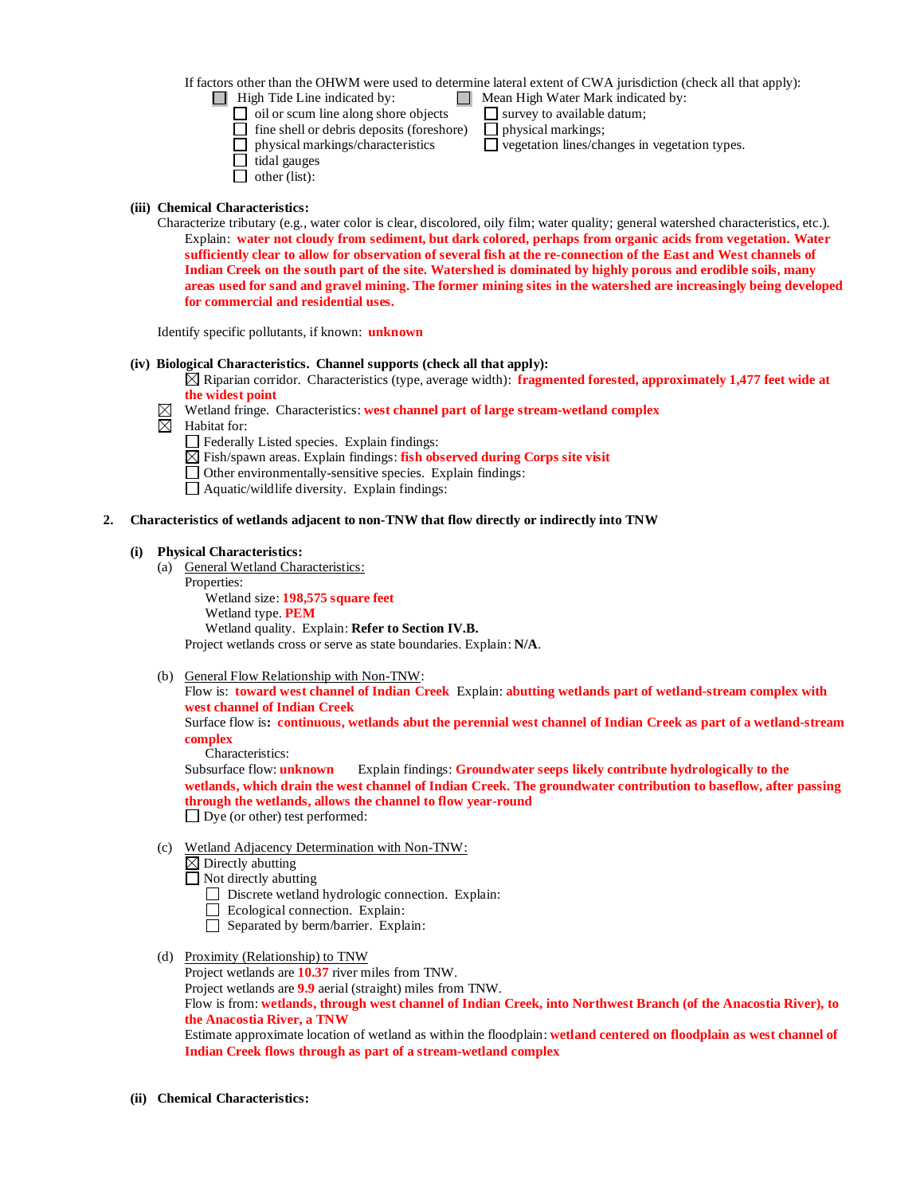If factors other than the OHWM were used to determine lateral extent of CWA jurisdiction (check all that apply):

- ☐ High Tide Line indicated by:
  - ☐ oil or scum line along shore objects
  - ☐ fine shell or debris deposits (foreshore)
  - ☐ physical markings/characteristics
  - ☐ tidal gauges
  - ☐ other (list):
- ☐ Mean High Water Mark indicated by:
  - ☐ survey to available datum;
  - ☐ physical markings;
  - ☐ vegetation lines/changes in vegetation types.

**(iii) Chemical Characteristics:**

Characterize tributary (e.g., water color is clear, discolored, oily film; water quality; general watershed characteristics, etc.).

Explain: **water not cloudy from sediment, but dark colored, perhaps from organic acids from vegetation. Water sufficiently clear to allow for observation of several fish at the re-connection of the East and West channels of Indian Creek on the south part of the site. Watershed is dominated by highly porous and erodible soils, many areas used for sand and gravel mining. The former mining sites in the watershed are increasingly being developed for commercial and residential uses.**

Identify specific pollutants, if known: **unknown**

**(iv) Biological Characteristics. Channel supports (check all that apply):**

☒ Riparian corridor. Characteristics (type, average width): **fragmented forested, approximately 1,477 feet wide at the widest point**

☒ Wetland fringe. Characteristics: **west channel part of large stream-wetland complex**

☒ Habitat for:

☐ Federally Listed species. Explain findings:

☒ Fish/spawn areas. Explain findings: **fish observed during Corps site visit**

☐ Other environmentally-sensitive species. Explain findings:

☐ Aquatic/wildlife diversity. Explain findings:

**2. Characteristics of wetlands adjacent to non-TNW that flow directly or indirectly into TNW**

**(i) Physical Characteristics:**

(a) General Wetland Characteristics:

Properties:

Wetland size: **198,575 square feet**

Wetland type. **PEM**

Wetland quality. Explain: **Refer to Section IV.B.**

Project wetlands cross or serve as state boundaries. Explain: **N/A**.

(b) General Flow Relationship with Non-TNW:

Flow is: **toward west channel of Indian Creek** Explain: **abutting wetlands part of wetland-stream complex with west channel of Indian Creek**

Surface flow is**: continuous, wetlands abut the perennial west channel of Indian Creek as part of a wetland-stream complex**

Characteristics:

Subsurface flow: **unknown** Explain findings: **Groundwater seeps likely contribute hydrologically to the wetlands, which drain the west channel of Indian Creek. The groundwater contribution to baseflow, after passing through the wetlands, allows the channel to flow year-round**

☐ Dye (or other) test performed:

(c) Wetland Adjacency Determination with Non-TNW:

☒ Directly abutting

☐ Not directly abutting

☐ Discrete wetland hydrologic connection. Explain:

☐ Ecological connection. Explain:

☐ Separated by berm/barrier. Explain:

(d) Proximity (Relationship) to TNW

Project wetlands are **10.37** river miles from TNW.

Project wetlands are **9.9** aerial (straight) miles from TNW.

Flow is from: **wetlands, through west channel of Indian Creek, into Northwest Branch (of the Anacostia River), to the Anacostia River, a TNW**

Estimate approximate location of wetland as within the floodplain: **wetland centered on floodplain as west channel of Indian Creek flows through as part of a stream-wetland complex**

**(ii) Chemical Characteristics:**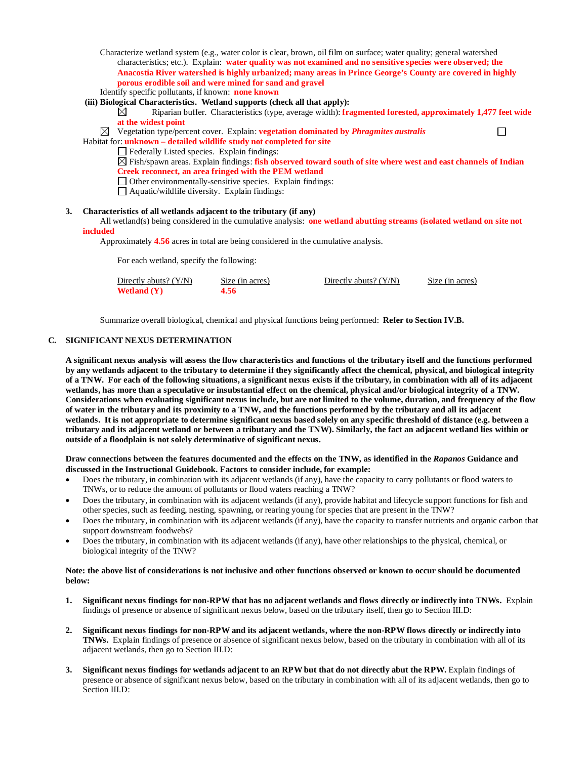Characterize wetland system (e.g., water color is clear, brown, oil film on surface; water quality; general watershed characteristics; etc.). Explain: **water quality was not examined and no sensitive species were observed; the Anacostia River watershed is highly urbanized; many areas in Prince George's County are covered in highly porous erodible soil and were mined for sand and gravel**

Identify specific pollutants, if known: **none known**

**(iii) Biological Characteristics. Wetland supports (check all that apply):**

☒ Riparian buffer. Characteristics (type, average width): **fragmented forested, approximately 1,477 feet wide at the widest point**

☒ Vegetation type/percent cover. Explain: **vegetation dominated by *Phragmites australis***

☐ Habitat for: **unknown – detailed wildlife study not completed for site**

☐ Federally Listed species. Explain findings:

☒ Fish/spawn areas. Explain findings: **fish observed toward south of site where west and east channels of Indian Creek reconnect, an area fringed with the PEM wetland**

☐ Other environmentally-sensitive species. Explain findings:

☐ Aquatic/wildlife diversity. Explain findings:

**3. Characteristics of all wetlands adjacent to the tributary (if any)**

All wetland(s) being considered in the cumulative analysis: **one wetland abutting streams (isolated wetland on site not included**

Approximately **4.56** acres in total are being considered in the cumulative analysis.

For each wetland, specify the following:

| Directly abuts? (Y/N) | Size (in acres) | Directly abuts? (Y/N) | Size (in acres) |
|---|---|---|---|
| **Wetland (Y)** | **4.56** | | |

Summarize overall biological, chemical and physical functions being performed: **Refer to Section IV.B.**

## C. SIGNIFICANT NEXUS DETERMINATION

**A significant nexus analysis will assess the flow characteristics and functions of the tributary itself and the functions performed by any wetlands adjacent to the tributary to determine if they significantly affect the chemical, physical, and biological integrity of a TNW. For each of the following situations, a significant nexus exists if the tributary, in combination with all of its adjacent wetlands, has more than a speculative or insubstantial effect on the chemical, physical and/or biological integrity of a TNW. Considerations when evaluating significant nexus include, but are not limited to the volume, duration, and frequency of the flow of water in the tributary and its proximity to a TNW, and the functions performed by the tributary and all its adjacent wetlands. It is not appropriate to determine significant nexus based solely on any specific threshold of distance (e.g. between a tributary and its adjacent wetland or between a tributary and the TNW). Similarly, the fact an adjacent wetland lies within or outside of a floodplain is not solely determinative of significant nexus.**

**Draw connections between the features documented and the effects on the TNW, as identified in the *Rapanos* Guidance and discussed in the Instructional Guidebook. Factors to consider include, for example:**

- Does the tributary, in combination with its adjacent wetlands (if any), have the capacity to carry pollutants or flood waters to TNWs, or to reduce the amount of pollutants or flood waters reaching a TNW?
- Does the tributary, in combination with its adjacent wetlands (if any), provide habitat and lifecycle support functions for fish and other species, such as feeding, nesting, spawning, or rearing young for species that are present in the TNW?
- Does the tributary, in combination with its adjacent wetlands (if any), have the capacity to transfer nutrients and organic carbon that support downstream foodwebs?
- Does the tributary, in combination with its adjacent wetlands (if any), have other relationships to the physical, chemical, or biological integrity of the TNW?

**Note: the above list of considerations is not inclusive and other functions observed or known to occur should be documented below:**

1. **Significant nexus findings for non-RPW that has no adjacent wetlands and flows directly or indirectly into TNWs.** Explain findings of presence or absence of significant nexus below, based on the tributary itself, then go to Section III.D:

2. **Significant nexus findings for non-RPW and its adjacent wetlands, where the non-RPW flows directly or indirectly into TNWs.** Explain findings of presence or absence of significant nexus below, based on the tributary in combination with all of its adjacent wetlands, then go to Section III.D:

3. **Significant nexus findings for wetlands adjacent to an RPW but that do not directly abut the RPW.** Explain findings of presence or absence of significant nexus below, based on the tributary in combination with all of its adjacent wetlands, then go to Section III.D: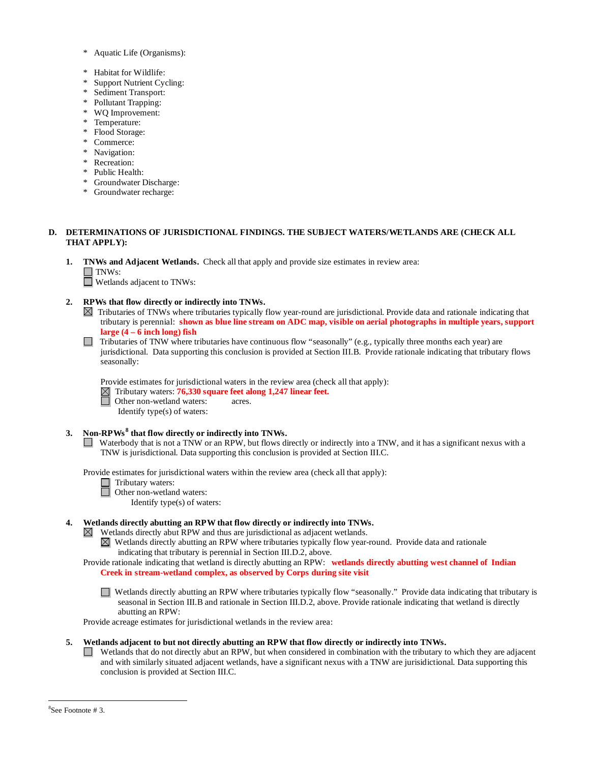- Aquatic Life (Organisms):
- Habitat for Wildlife:
- Support Nutrient Cycling:
- Sediment Transport:
- Pollutant Trapping:
- WQ Improvement:
- Temperature:
- Flood Storage:
- Commerce:
- Navigation:
- Recreation:
- Public Health:
- Groundwater Discharge:
- Groundwater recharge:

**D. DETERMINATIONS OF JURISDICTIONAL FINDINGS. THE SUBJECT WATERS/WETLANDS ARE (CHECK ALL THAT APPLY):**

**1. TNWs and Adjacent Wetlands.** Check all that apply and provide size estimates in review area:

☐ TNWs:

☐ Wetlands adjacent to TNWs:

**2. RPWs that flow directly or indirectly into TNWs.**

☒ Tributaries of TNWs where tributaries typically flow year-round are jurisdictional. Provide data and rationale indicating that tributary is perennial: **shown as blue line stream on ADC map, visible on aerial photographs in multiple years, support large (4 – 6 inch long) fish**

☐ Tributaries of TNW where tributaries have continuous flow "seasonally" (e.g., typically three months each year) are jurisdictional. Data supporting this conclusion is provided at Section III.B. Provide rationale indicating that tributary flows seasonally:

Provide estimates for jurisdictional waters in the review area (check all that apply):

☒ Tributary waters: **76,330 square feet along 1,247 linear feet.**

☐ Other non-wetland waters: acres.

Identify type(s) of waters:

**3. Non-RPWs[8] that flow directly or indirectly into TNWs.**

☐ Waterbody that is not a TNW or an RPW, but flows directly or indirectly into a TNW, and it has a significant nexus with a TNW is jurisdictional. Data supporting this conclusion is provided at Section III.C.

Provide estimates for jurisdictional waters within the review area (check all that apply):

☐ Tributary waters:

☐ Other non-wetland waters:

Identify type(s) of waters:

**4. Wetlands directly abutting an RPW that flow directly or indirectly into TNWs.**

☒ Wetlands directly abut RPW and thus are jurisdictional as adjacent wetlands.

☒ Wetlands directly abutting an RPW where tributaries typically flow year-round. Provide data and rationale indicating that tributary is perennial in Section III.D.2, above.

Provide rationale indicating that wetland is directly abutting an RPW: **wetlands directly abutting west channel of Indian Creek in stream-wetland complex, as observed by Corps during site visit**

☐ Wetlands directly abutting an RPW where tributaries typically flow "seasonally." Provide data indicating that tributary is seasonal in Section III.B and rationale in Section III.D.2, above. Provide rationale indicating that wetland is directly abutting an RPW:

Provide acreage estimates for jurisdictional wetlands in the review area:

**5. Wetlands adjacent to but not directly abutting an RPW that flow directly or indirectly into TNWs.**

☐ Wetlands that do not directly abut an RPW, but when considered in combination with the tributary to which they are adjacent and with similarly situated adjacent wetlands, have a significant nexus with a TNW are jurisidictional. Data supporting this conclusion is provided at Section III.C.

---

[8] See Footnote # 3.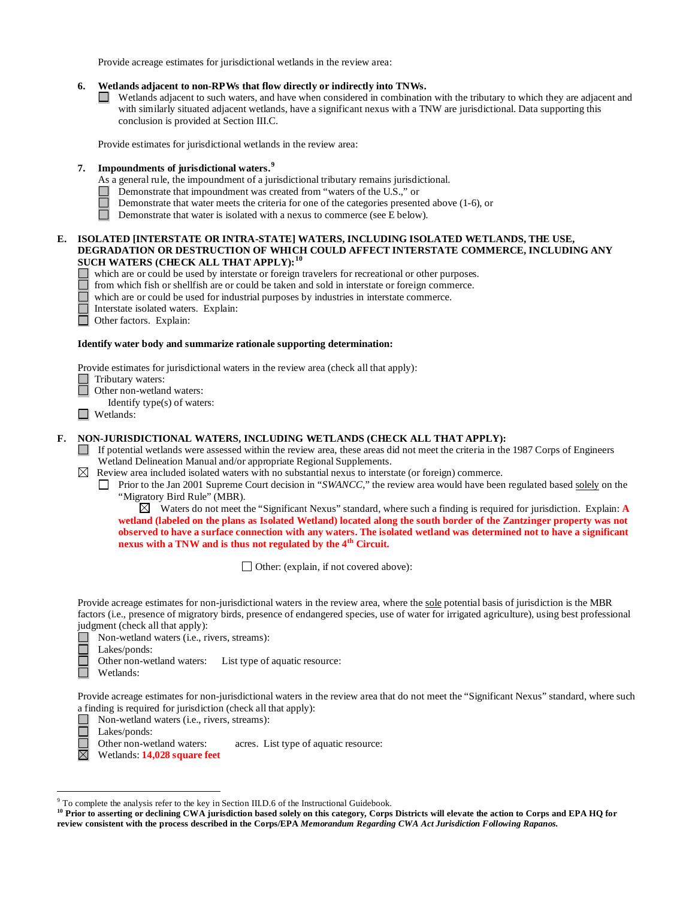Provide acreage estimates for jurisdictional wetlands in the review area:

**6. Wetlands adjacent to non-RPWs that flow directly or indirectly into TNWs.**

☐ Wetlands adjacent to such waters, and have when considered in combination with the tributary to which they are adjacent and with similarly situated adjacent wetlands, have a significant nexus with a TNW are jurisdictional. Data supporting this conclusion is provided at Section III.C.

Provide estimates for jurisdictional wetlands in the review area:

**7. Impoundments of jurisdictional waters.**[9]

As a general rule, the impoundment of a jurisdictional tributary remains jurisdictional.

☐ Demonstrate that impoundment was created from "waters of the U.S.," or
☐ Demonstrate that water meets the criteria for one of the categories presented above (1-6), or
☐ Demonstrate that water is isolated with a nexus to commerce (see E below).

**E. ISOLATED [INTERSTATE OR INTRA-STATE] WATERS, INCLUDING ISOLATED WETLANDS, THE USE, DEGRADATION OR DESTRUCTION OF WHICH COULD AFFECT INTERSTATE COMMERCE, INCLUDING ANY SUCH WATERS (CHECK ALL THAT APPLY):**[10]

☐ which are or could be used by interstate or foreign travelers for recreational or other purposes.
☐ from which fish or shellfish are or could be taken and sold in interstate or foreign commerce.
☐ which are or could be used for industrial purposes by industries in interstate commerce.
☐ Interstate isolated waters. Explain:
☐ Other factors. Explain:

**Identify water body and summarize rationale supporting determination:**

Provide estimates for jurisdictional waters in the review area (check all that apply):

☐ Tributary waters:
☐ Other non-wetland waters:
Identify type(s) of waters:
☐ Wetlands:

**F. NON-JURISDICTIONAL WATERS, INCLUDING WETLANDS (CHECK ALL THAT APPLY):**

☐ If potential wetlands were assessed within the review area, these areas did not meet the criteria in the 1987 Corps of Engineers Wetland Delineation Manual and/or appropriate Regional Supplements.
☒ Review area included isolated waters with no substantial nexus to interstate (or foreign) commerce.
☐ Prior to the Jan 2001 Supreme Court decision in "*SWANCC*," the review area would have been regulated based solely on the "Migratory Bird Rule" (MBR).
☒ Waters do not meet the "Significant Nexus" standard, where such a finding is required for jurisdiction. Explain: **A wetland (labeled on the plans as Isolated Wetland) located along the south border of the Zantzinger property was not observed to have a surface connection with any waters. The isolated wetland was determined not to have a significant nexus with a TNW and is thus not regulated by the 4th Circuit.**

☐ Other: (explain, if not covered above):

Provide acreage estimates for non-jurisdictional waters in the review area, where the sole potential basis of jurisdiction is the MBR factors (i.e., presence of migratory birds, presence of endangered species, use of water for irrigated agriculture), using best professional judgment (check all that apply):

☐ Non-wetland waters (i.e., rivers, streams):
☐ Lakes/ponds:
☐ Other non-wetland waters: List type of aquatic resource:
☐ Wetlands:

Provide acreage estimates for non-jurisdictional waters in the review area that do not meet the "Significant Nexus" standard, where such a finding is required for jurisdiction (check all that apply):

☐ Non-wetland waters (i.e., rivers, streams):
☐ Lakes/ponds:
☐ Other non-wetland waters: acres. List type of aquatic resource:
☒ Wetlands: **14,028 square feet**

---

[9] To complete the analysis refer to the key in Section III.D.6 of the Instructional Guidebook.

[10] **Prior to asserting or declining CWA jurisdiction based solely on this category, Corps Districts will elevate the action to Corps and EPA HQ for review consistent with the process described in the Corps/EPA *Memorandum Regarding CWA Act Jurisdiction Following Rapanos.***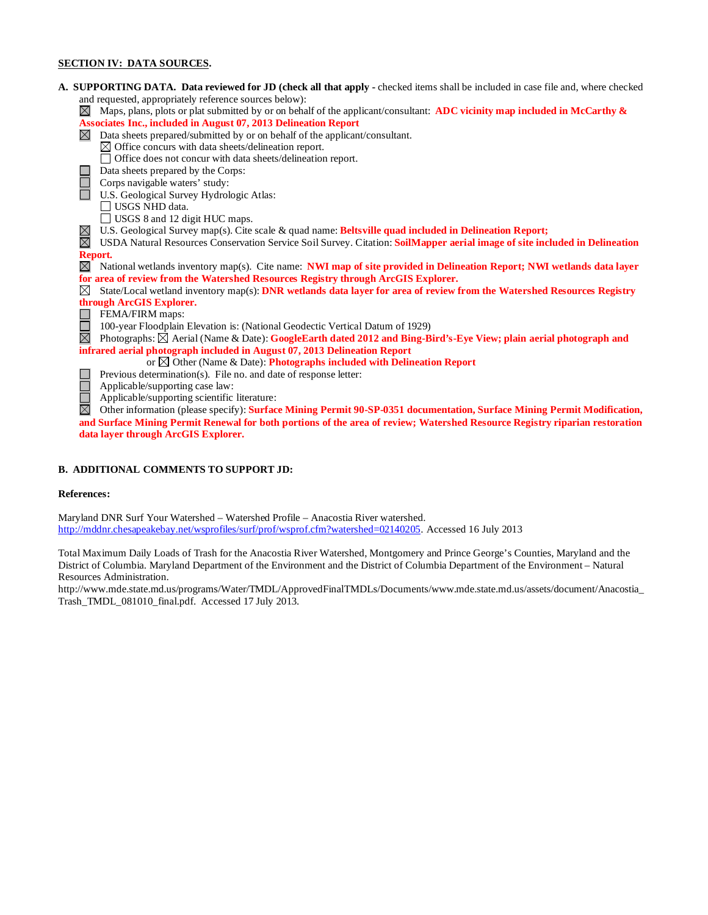**SECTION IV: DATA SOURCES.**

**A. SUPPORTING DATA. Data reviewed for JD (check all that apply -** checked items shall be included in case file and, where checked and requested, appropriately reference sources below):

- ☒ Maps, plans, plots or plat submitted by or on behalf of the applicant/consultant: **ADC vicinity map included in McCarthy & Associates Inc., included in August 07, 2013 Delineation Report**
- ☒ Data sheets prepared/submitted by or on behalf of the applicant/consultant.
  - ☒ Office concurs with data sheets/delineation report.
  - ☐ Office does not concur with data sheets/delineation report.
- ☐ Data sheets prepared by the Corps:
- ☐ Corps navigable waters' study:
- ☐ U.S. Geological Survey Hydrologic Atlas:
  - ☐ USGS NHD data.
  - ☐ USGS 8 and 12 digit HUC maps.
- ☒ U.S. Geological Survey map(s). Cite scale & quad name: **Beltsville quad included in Delineation Report;**
- ☒ USDA Natural Resources Conservation Service Soil Survey. Citation: **SoilMapper aerial image of site included in Delineation Report.**
- ☒ National wetlands inventory map(s). Cite name: **NWI map of site provided in Delineation Report; NWI wetlands data layer for area of review from the Watershed Resources Registry through ArcGIS Explorer.**
- ☒ State/Local wetland inventory map(s): **DNR wetlands data layer for area of review from the Watershed Resources Registry through ArcGIS Explorer.**
- ☐ FEMA/FIRM maps:
- ☐ 100-year Floodplain Elevation is: (National Geodectic Vertical Datum of 1929)
- ☒ Photographs: ☒ Aerial (Name & Date): **GoogleEarth dated 2012 and Bing-Bird's-Eye View; plain aerial photograph and infrared aerial photograph included in August 07, 2013 Delineation Report**
  or ☒ Other (Name & Date): **Photographs included with Delineation Report**
- ☐ Previous determination(s). File no. and date of response letter:
- ☐ Applicable/supporting case law:
- ☐ Applicable/supporting scientific literature:
- ☒ Other information (please specify): **Surface Mining Permit 90-SP-0351 documentation, Surface Mining Permit Modification, and Surface Mining Permit Renewal for both portions of the area of review; Watershed Resource Registry riparian restoration data layer through ArcGIS Explorer.**

**B. ADDITIONAL COMMENTS TO SUPPORT JD:**

**References:**

Maryland DNR Surf Your Watershed – Watershed Profile – Anacostia River watershed. http://mddnr.chesapeakebay.net/wsprofiles/surf/prof/wsprof.cfm?watershed=02140205. Accessed 16 July 2013

Total Maximum Daily Loads of Trash for the Anacostia River Watershed, Montgomery and Prince George's Counties, Maryland and the District of Columbia. Maryland Department of the Environment and the District of Columbia Department of the Environment – Natural Resources Administration. http://www.mde.state.md.us/programs/Water/TMDL/ApprovedFinalTMDLs/Documents/www.mde.state.md.us/assets/document/Anacostia_Trash_TMDL_081010_final.pdf. Accessed 17 July 2013.